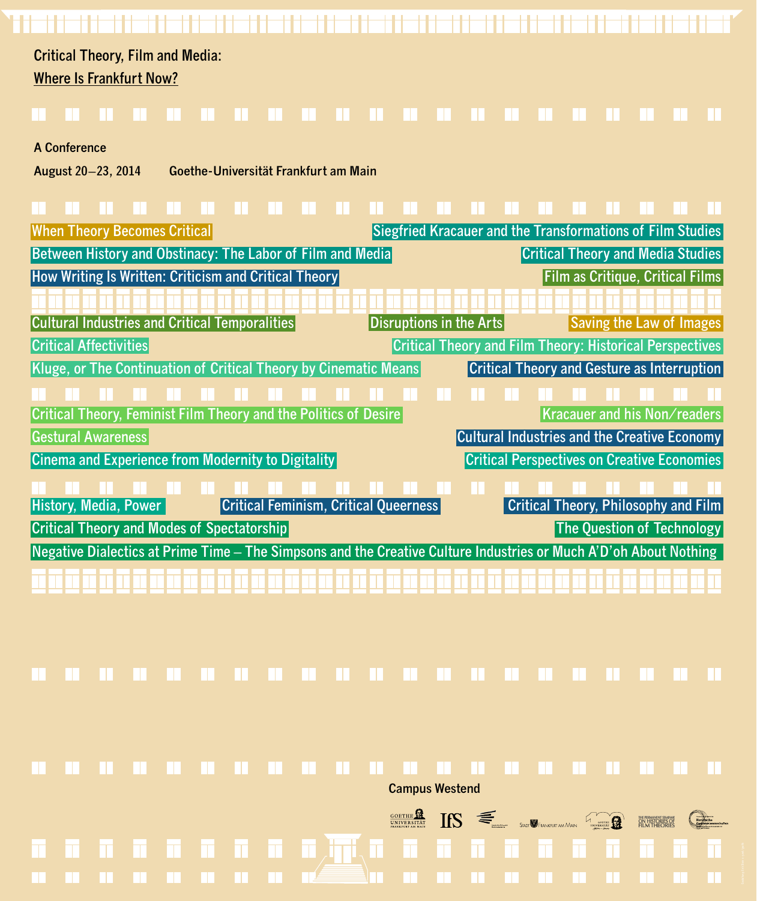# Critical Theory, Film and Media:

## Where Is Frankfurt Now?

A Conference

August 20–23, 2014 Goethe-Universität Frankfurt am Main

- When Theory Becomes Critical
- Siegfried Kracauer and the Transformations of Film Studies
- Between History and Obstinacy: The Labor of Film and Media
- Critical Theory and Media Studies
- How Writing Is Written: Criticism and Critical Theory
- Film as Critique, Critical Films

- Cultural Industries and Critical Temporalities
- Disruptions in the Arts
- Saving the Law of Images
- Critical Affectivities
- Critical Theory and Film Theory: Historical Perspectives
- Kluge, or The Continuation of Critical Theory by Cinematic Means
- Critical Theory and Gesture as Interruption

- Critical Theory, Feminist Film Theory and the Politics of Desire
- Kracauer and his Non/readers
- Gestural Awareness
- Cultural Industries and the Creative Economy
- Cinema and Experience from Modernity to Digitality
- Critical Perspectives on Creative Economies

- History, Media, Power
- Critical Feminism, Critical Queerness
- Critical Theory, Philosophy and Film
- Critical Theory and Modes of Spectatorship
- The Question of Technology
- Negative Dialectics at Prime Time – The Simpsons and the Creative Culture Industries or Much A'D'oh About Nothing

Campus Westend

Goethe Universität Frankfurt am Main · IfS · Stadt Frankfurt am Main · The Permanent Seminar on Histories of Film Theories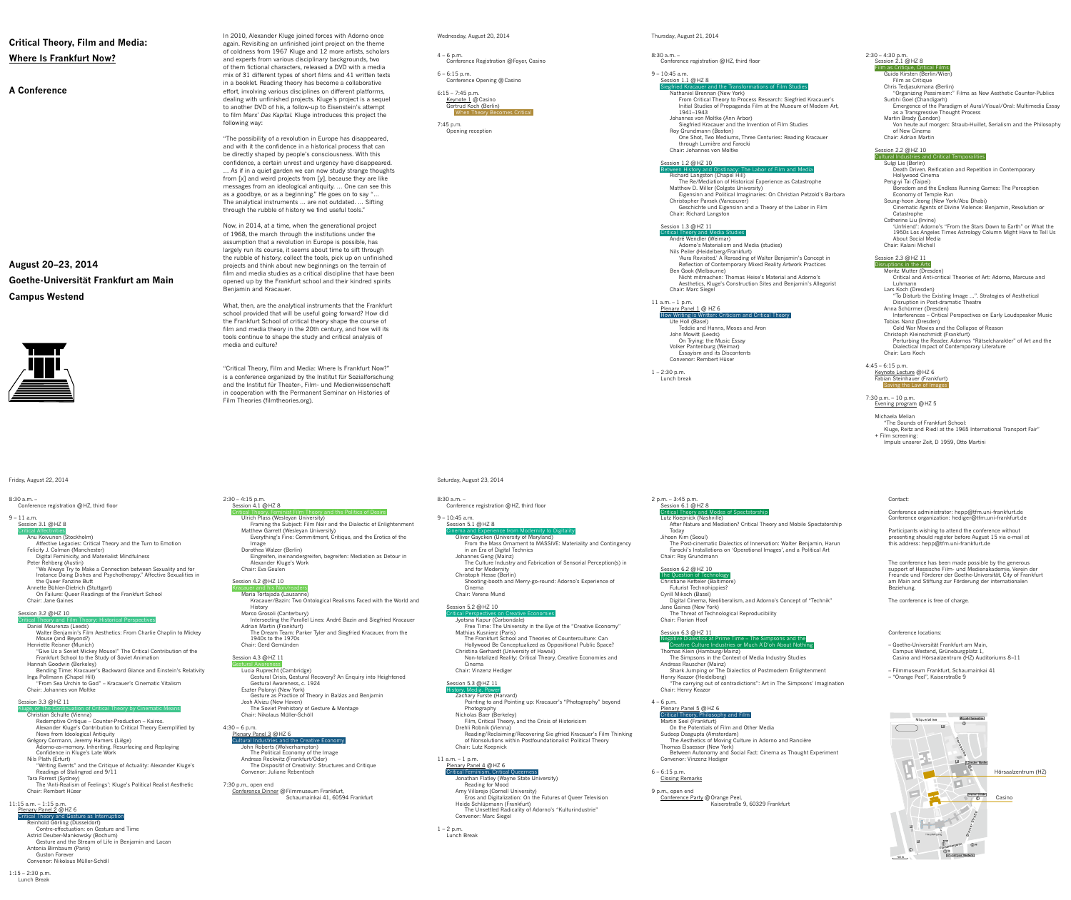# Critical Theory, Film and Media: Where Is Frankfurt Now?

## A Conference

**August 20–23, 2014**
**Goethe-Universität Frankfurt am Main**
**Campus Westend**

In 2010, Alexander Kluge joined forces with Adorno once again. Revisiting an unfinished joint project on the theme of coldness from 1967 Kluge and 12 more artists, scholars and experts from various disciplinary backgrounds, two of them fictional characters, released a DVD with a media mix of 31 different types of short films and 41 written texts in a booklet. Reading theory has become a collaborative effort, involving various disciplines on different platforms, dealing with unfinished projects. Kluge's project is a sequel to another DVD of his, a follow-up to Eisenstein's attempt to film Marx' *Das Kapital*. Kluge introduces this project the following way:

"The possibility of a revolution in Europe has disappeared, and with it the confidence in a historical process that can be directly shaped by people's consciousness. With this confidence, a certain unrest and urgency have disappeared. ... As if in a quiet garden we can now study strange thoughts from [x] and weird projects from [y], because they are like messages from an ideological antiquity. ... One can see this as a goodbye, or as a beginning." He goes on to say "... The analytical instruments ... are not outdated. ... Sifting through the rubble of history we find useful tools."

Now, in 2014, at a time, when the generational project of 1968, the march through the institutions under the assumption that a revolution in Europe is possible, has largely run its course, it seems about time to sift through the rubble of history, collect the tools, pick up on unfinished projects and think about new beginnings on the terrain of film and media studies as a critical discipline that have been opened up by the Frankfurt school and their kindred spirits Benjamin and Kracauer.

What, then, are the analytical instruments that the Frankfurt school provided that will be useful going forward? How did the Frankfurt School of critical theory shape the course of film and media theory in the 20th century, and how will its tools continue to shape the study and critical analysis of media and culture?

"Critical Theory, Film and Media: Where Is Frankfurt Now?" is a conference organized by the Institut für Sozialforschung and the Institut für Theater-, Film- und Medienwissenschaft in cooperation with the Permanent Seminar on Histories of Film Theories (filmtheories.org).

---

### Wednesday, August 20, 2014

4 – 6 p.m.
Conference Registration @Foyer, Casino

6 – 6:15 p.m.
Conference Opening @Casino

6:15 – 7:45 p.m.
Keynote 1 @Casino
Gertrud Koch (Berlin)
When Theory Becomes Critical

7:45 p.m.
Opening reception

---

### Thursday, August 21, 2014

8:30 a.m. –
Conference registration @HZ, third floor

9 – 10:45 a.m.

**Session 1.1 @HZ 8**
**Siegfried Kracauer and the Transformations of Film Studies**
- Nathaniel Brennan (New York)
  From Critical Theory to Process Research: Siegfried Kracauer's Initial Studies of Propaganda Film at the Museum of Modern Art, 1941–1943
- Johannes von Moltke (Ann Arbor)
  Siegfried Kracauer and the Invention of Film Studies
- Roy Grundmann (Boston)
  One Shot, Two Mediums, Three Centuries: Reading Kracauer through Lumière and Farocki

Chair: Johannes von Moltke

**Session 1.2 @HZ 10**
**Between History and Obstinacy: The Labor of Film and Media**
- Richard Langston (Chapel Hill)
  The Re/Mediation of Historical Experience as Catastrophe
- Matthew D. Miller (Colgate University)
  Eigensinn and Political Imaginaries: On Christian Petzold's Barbara
- Christopher Pavsek (Vancouver)
  Geschichte und Eigensinn and a Theory of the Labor in Film

Chair: Richard Langston

**Session 1.3 @HZ 11**
**Critical Theory and Media Studies**
- André Wendler (Weimar)
  Adorno's Materialism and Media (studies)
- Nils Peiler (Heidelberg/Frankfurt)
  'Aura Revisited.' A Rereading of Walter Benjamin's Concept in Reflection of Contemporary Mixed Reality Artwork Practices
- Ben Gook (Melbourne)
  Nicht mitmachen: Thomas Heise's Material and Adorno's Aesthetics, Kluge's Construction Sites and Benjamin's Allegorist

Chair: Marc Siegel

11 a.m. – 1 p.m.
**Plenary Panel 1 @ HZ 6**
**How Writing Is Written: Criticism and Critical Theory**
- Ute Holl (Basel)
  Teddie and Hanns, Moses and Aron
- John Mowitt (Leeds)
  On Trying: the Music Essay
- Volker Pantenburg (Weimar)
  Essayism and its Discontents

Convenor: Rembert Hüser

1 – 2:30 p.m.
Lunch break

2:30 – 4:30 p.m.

**Session 2.1 @HZ 8**
**Film as Critique, Critical Films**
- Guido Kirsten (Berlin/Wien)
  Film as Critique
- Chris Tedjasukmana (Berlin)
  "Organizing Pessimism:" Films as New Aesthetic Counter-Publics
- Surbhi Goel (Chandigarh)
  Emergence of the Paradigm of Aural/Visual/Oral: Multimedia Essay as a Transgressive Thought Process
- Martin Brady (London)
  Von heute auf morgen: Straub-Huillet, Serialism and the Philosophy of New Cinema

Chair: Adrian Martin

**Session 2.2 @HZ 10**
**Cultural Industries and Critical Temporalities**
- Sulgi Lie (Berlin)
  Death Driven. Reification and Repetition in Contemporary Hollywood Cinema
- Peng-yi Tai (Taipei)
  Boredom and the Endless Running Games: The Perception Economy of Temple Run
- Seung-hoon Jeong (New York/Abu Dhabi)
  Cinematic Agents of Divine Violence: Benjamin, Revolution or Catastrophe
- Catherine Liu (Irvine)
  'Unfriend': Adorno's "From the Stars Down to Earth" or What the 1950s Los Angeles Times Astrology Column Might Have to Tell Us About Social Media

Chair: Kalani Michell

**Session 2.3 @HZ 11**
**Disruptions in the Arts**
- Moritz Mutter (Dresden)
  Critical and Anti-critical Theories of Art: Adorno, Marcuse and Luhmann
- Lars Koch (Dresden)
  "To Disturb the Existing Image ...". Strategies of Aesthetical Disruption in Post-dramatic Theatre
- Anna Schürmer (Dresden)
  Interferences – Critical Perspectives on Early Loudspeaker Music
- Tobias Nanz (Dresden)
  Cold War Movies and the Collapse of Reason
- Christoph Kleinschmidt (Frankfurt)
  Perturbing the Reader. Adornos "Rätselcharakter" of Art and the Dialectical Impact of Contemporary Literature

Chair: Lars Koch

4:45 – 6:15 p.m.
Keynote Lecture @HZ 6
Fabian Steinhauer (Frankfurt)
Saving the Law of Images

7:30 p.m. – 10 p.m.
Evening program @HZ 5

Michaela Melian
"The Sounds of Frankfurt School:
Kluge, Reitz and Riedl at the 1965 International Transport Fair"
+ Film screening:
Impuls unserer Zeit, D 1959, Otto Martini

---

### Friday, August 22, 2014

8:30 a.m. –
Conference registration @HZ, third floor

9 – 11 a.m.

**Session 3.1 @HZ 8**
**Critical Affectivities**
- Anu Koivunen (Stockholm)
  Affective Legacies: Critical Theory and the Turn to Emotion
- Felicity J. Colman (Manchester)
  Digital Feminicity, and Materialist Mindfulness
- Peter Rehberg (Austin)
  "We Always Try to Make a Connection between Sexuality and for Instance Doing Dishes and Psychotherapy." Affective Sexualities in the Queer Fanzine Butt
- Annette Bühler-Dietrich (Stuttgart)
  On Failure: Queer Readings of the Frankfurt School

Chair: Jane Gaines

**Session 3.2 @HZ 10**
**Critical Theory and Film Theory: Historical Perspectives**
- Daniel Mourenza (Leeds)
  Walter Benjamin's Film Aesthetics: From Charlie Chaplin to Mickey Mouse (and Beyond?)
- Henriette Reisner (Munich)
  "Give Us a Soviet Mickey Mouse!" The Critical Contribution of the Frankfurt School to the Study of Soviet Animation
- Hannah Goodwin (Berkeley)
  Bending Time: Kracauer's Backward Glance and Einstein's Relativity
- Inga Pollmann (Chapel Hill)
  "From Sea Urchin to God" – Kracauer's Cinematic Vitalism

Chair: Johannes von Moltke

**Session 3.3 @HZ 11**
**Kluge, or The Continuation of Critical Theory by Cinematic Means**
- Christian Schulte (Vienna)
  Redemptive Critique – Counter-Production – Kairos. Alexander Kluge's Contribution to Critical Theory Exemplified by News from Ideological Antiquity
- Grégory Cormann, Jeremy Hamers (Liège)
  Adorno-as-memory. Inheriting, Resurfacing and Replaying Confidence in Kluge's Late Work
- Nils Plath (Erfurt)
  "Writing Events" and the Critique of Actuality: Alexander Kluge's Readings of Stalingrad and 9/11
- Tara Forrest (Sydney)
  The 'Anti-Realism of Feelings': Kluge's Political Realist Aesthetic

Chair: Rembert Hüser

11:15 a.m. – 1:15 p.m.
**Plenary Panel 2 @HZ 6**
**Critical Theory and Gesture as Interruption**
- Reinhold Görling (Düsseldorf)
  Contre-effectuation: on Gesture and Time
- Astrid Deuber-Mankowsky (Bochum)
  Gesture and the Stream of Life in Benjamin and Lacan
- Antonia Birnbaum (Paris)
  Guston Forever

Convenor: Nikolaus Müller-Schöll

1:15 – 2:30 p.m.
Lunch Break

2:30 – 4:15 p.m.

**Session 4.1 @HZ 8**
**Critical Theory, Feminist Film Theory and the Politics of Desire**
- Ulrich Plass (Wesleyan University)
  Framing the Subject: Film Noir and the Dialectic of Enlightenment
- Matthew Garrett (Wesleyan University)
  Everything's Fine: Commitment, Critique, and the Erotics of the Image
- Dorothea Walzer (Berlin)
  Eingreifen, ineinandergreifen, begreifen: Mediation as Detour in Alexander Kluge's Work

Chair: Eva Geulen

**Session 4.2 @HZ 10**
**Kracauer and his Non/readers**
- Maria Tortajada (Lausanne)
  Kracauer/Bazin: Two Ontological Realisms Faced with the World and History
- Marco Grosoli (Canterbury)
  Intersecting the Parallel Lines: André Bazin and Siegfried Kracauer
- Adrian Martin (Frankfurt)
  The Dream Team: Parker Tyler and Siegfried Kracauer, from the 1940s to the 1970s

Chair: Gerd Gemünden

**Session 4.3 @HZ 11**
**Gestural Awareness**
- Lucia Ruprecht (Cambridge)
  Gestural Crisis, Gestural Recovery? An Enquiry into Heightened Gestural Awareness, c. 1924
- Eszter Polonyi (New York)
  Gesture as Practice of Theory in Balázs and Benjamin
- Josh Alvizu (New Haven)
  The Soviet Prehistory of Gesture & Montage

Chair: Nikolaus Müller-Schöll

4:30 – 6 p.m.
**Plenary Panel 3 @HZ 6**
**Cultural Industries and the Creative Economy**
- John Roberts (Wolverhampton)
  The Political Economy of the Image
- Andreas Reckwitz (Frankfurt/Oder)
  The Dispositif of Creativity: Structures and Critique

Convenor: Juliane Rebentisch

7:30 p.m., open end
Conference Dinner @Filmmuseum Frankfurt,
Schaumainkai 41, 60594 Frankfurt

---

### Saturday, August 23, 2014

8:30 a.m. –
Conference registration @HZ, third floor

9 – 10:45 a.m.

**Session 5.1 @HZ 8**
**Cinema and Experience from Modernity to Digitality**
- Oliver Gaycken (University of Maryland)
  From the Mass Ornament to MASSIVE: Materiality and Contingency in an Era of Digital Technics
- Johannes Geng (Mainz)
  The Culture Industry and Fabrication of Sensorial Perception(s) in and for Modernity
- Christoph Hesse (Berlin)
  Shooting-booth and Merry-go-round: Adorno's Experience of Cinema

Chair: Verena Mund

**Session 5.2 @HZ 10**
**Critical Perspectives on Creative Economies**
- Jyotsna Kapur (Carbondale)
  Free Time: The University in the Eye of the "Creative Economy"
- Mathias Kusnierz (Paris)
  The Frankfurt School and Theories of Counterculture: Can Hollywood Be Conceptualized as Oppositional Public Space?
- Christina Gerhardt (University of Hawaii)
  Non-totalized Reality: Critical Theory, Creative Economies and Cinema

Chair: Vinzenz Hediger

**Session 5.3 @HZ 11**
**History, Media, Power**
- Zachary Furste (Harvard)
  Pointing to and Pointing up: Kracauer's "Photography" beyond Photography
- Nicholas Baer (Berkeley)
  Film, Critical Theory, and the Crisis of Historicism
- Drehli Robnik (Vienna)
  Reading/Reclaiming/Recovering Sie gfried Kracauer's Film Thinking of Nonsolutions within Postfoundationalist Political Theory

Chair: Lutz Koepnick

11 a.m. – 1 p.m.
**Plenary Panel 4 @HZ 6**
**Critical Feminism, Critical Queerness**
- Jonathan Flatley (Wayne State University)
  Reading for Mood
- Amy Villarejo (Cornell University)
  Eros and Digitalization: On the Futures of Queer Television
- Heide Schlüpmann (Frankfurt)
  The Unsettled Radicality of Adorno's "Kulturindustrie"

Convenor: Marc Siegel

1 – 2 p.m.
Lunch Break

2 p.m. – 3:45 p.m.

**Session 6.1 @HZ 8**
**Critical Theory and Modes of Spectatorship**
- Lutz Koepnick (Nashville)
  After Nature and Mediation? Critical Theory and Mobile Spectatorship Today
- Jihoon Kim (Seoul)
  The Post-cinematic Dialectics of Innervation: Walter Benjamin, Harun Farocki's Installations on 'Operational Images', and a Political Art

Chair: Roy Grundmann

**Session 6.2 @HZ 10**
**The Question of Technology**
- Christiane Ketteler (Baltimore)
  Futurist Technohippies?
- Cyrill Miksch (Basel)
  Digital Cinema, Neoliberalism, and Adorno's Concept of "Technik"
- Jane Gaines (New York)
  The Threat of Technological Reproducibility

Chair: Florian Hoof

**Session 6.3 @HZ 11**
**Negative Dialectics at Prime Time – The Simpsons and the Creative Culture Industries or Much A'D'oh About Nothing**
- Thomas Klein (Hamburg/Mainz)
  The Simpsons in the Context of Media Industry Studies
- Andreas Rauscher (Mainz)
  Shark Jumping or The Dialectics of Postmodern Enlightenment
- Henry Keazor (Heidelberg)
  "The carrying out of contradictions": Art in The Simpsons' Imagination

Chair: Henry Keazor

4 – 6 p.m.
**Plenary Panel 5 @HZ 6**
**Critical Theory, Philosophy and Film**
- Martin Seel (Frankfurt)
  On the Potentials of Film and Other Media
- Sudeep Dasgupta (Amsterdam)
  The Aesthetics of Moving Culture in Adorno and Rancière
- Thomas Elsaesser (New York)
  Between Autonomy and Social Fact: Cinema as Thought Experiment

Convenor: Vinzenz Hediger

6 – 6:15 p.m.
Closing Remarks

9 p.m., open end
Conference Party @Orange Peel,
Kaiserstraße 9, 60329 Frankfurt

---

Contact:

Conference administrator: hepp@tfm.uni-frankfurt.de
Conference organization: hediger@tfm.uni-frankfurt.de

Participants wishing to attend the conference without presenting should register before August 15 via e-mail at this address: hepp@tfm.uni-frankfurt.de

The conference has been made possible by the generous support of Hessische Film- und Medienakademie, Verein der Freunde und Förderer der Goethe-Universität, City of Frankfurt am Main and Stiftung zur Förderung der internationalen Beziehung.

The conference is free of charge.

Conference locations:

– Goethe-Universität Frankfurt am Main, Campus Westend, Grüneburgplatz 1, Casino and Hörsaalzentrum (HZ) Auditoriums 8–11
– Filmmuseum Frankfurt, Schaumainkai 41
– "Orange Peel", Kaiserstraße 9

Miquelallee
Hörsaalzentrum (HZ)
Casino